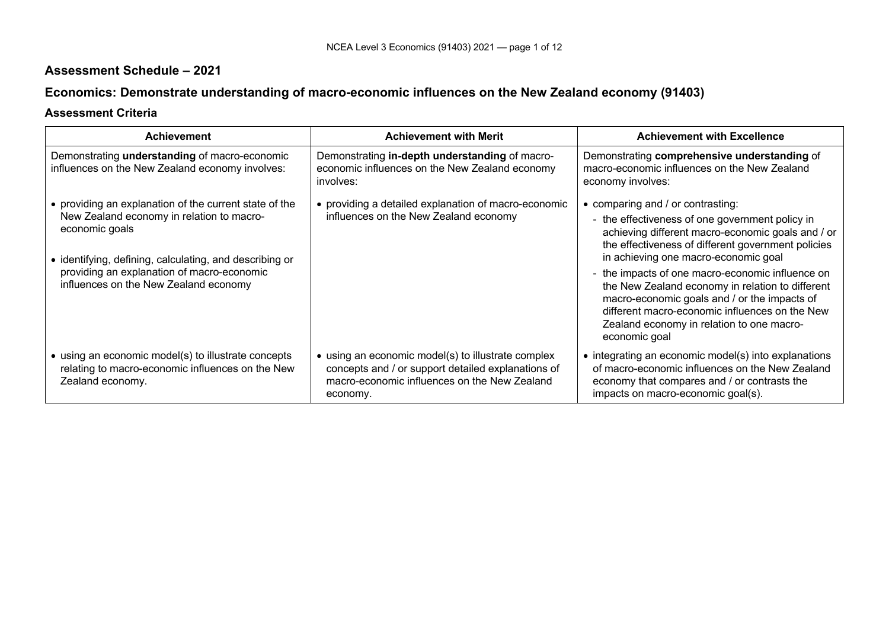## Assessment Schedule – 2021

## Economics: Demonstrate understanding of macro-economic influences on the New Zealand economy (91403)

### Assessment Criteria

| Achievement | Achievement with Merit | Achievement with Excellence |
|---|---|---|
| Demonstrating **understanding** of macro-economic influences on the New Zealand economy involves: | Demonstrating **in-depth understanding** of macro-economic influences on the New Zealand economy involves: | Demonstrating **comprehensive understanding** of macro-economic influences on the New Zealand economy involves: |
| • providing an explanation of the current state of the New Zealand economy in relation to macro-economic goals<br><br>• identifying, defining, calculating, and describing or providing an explanation of macro-economic influences on the New Zealand economy | • providing a detailed explanation of macro-economic influences on the New Zealand economy | • comparing and / or contrasting:<br>- the effectiveness of one government policy in achieving different macro-economic goals and / or the effectiveness of different government policies in achieving one macro-economic goal<br>- the impacts of one macro-economic influence on the New Zealand economy in relation to different macro-economic goals and / or the impacts of different macro-economic influences on the New Zealand economy in relation to one macro-economic goal |
| • using an economic model(s) to illustrate concepts relating to macro-economic influences on the New Zealand economy. | • using an economic model(s) to illustrate complex concepts and / or support detailed explanations of macro-economic influences on the New Zealand economy. | • integrating an economic model(s) into explanations of macro-economic influences on the New Zealand economy that compares and / or contrasts the impacts on macro-economic goal(s). |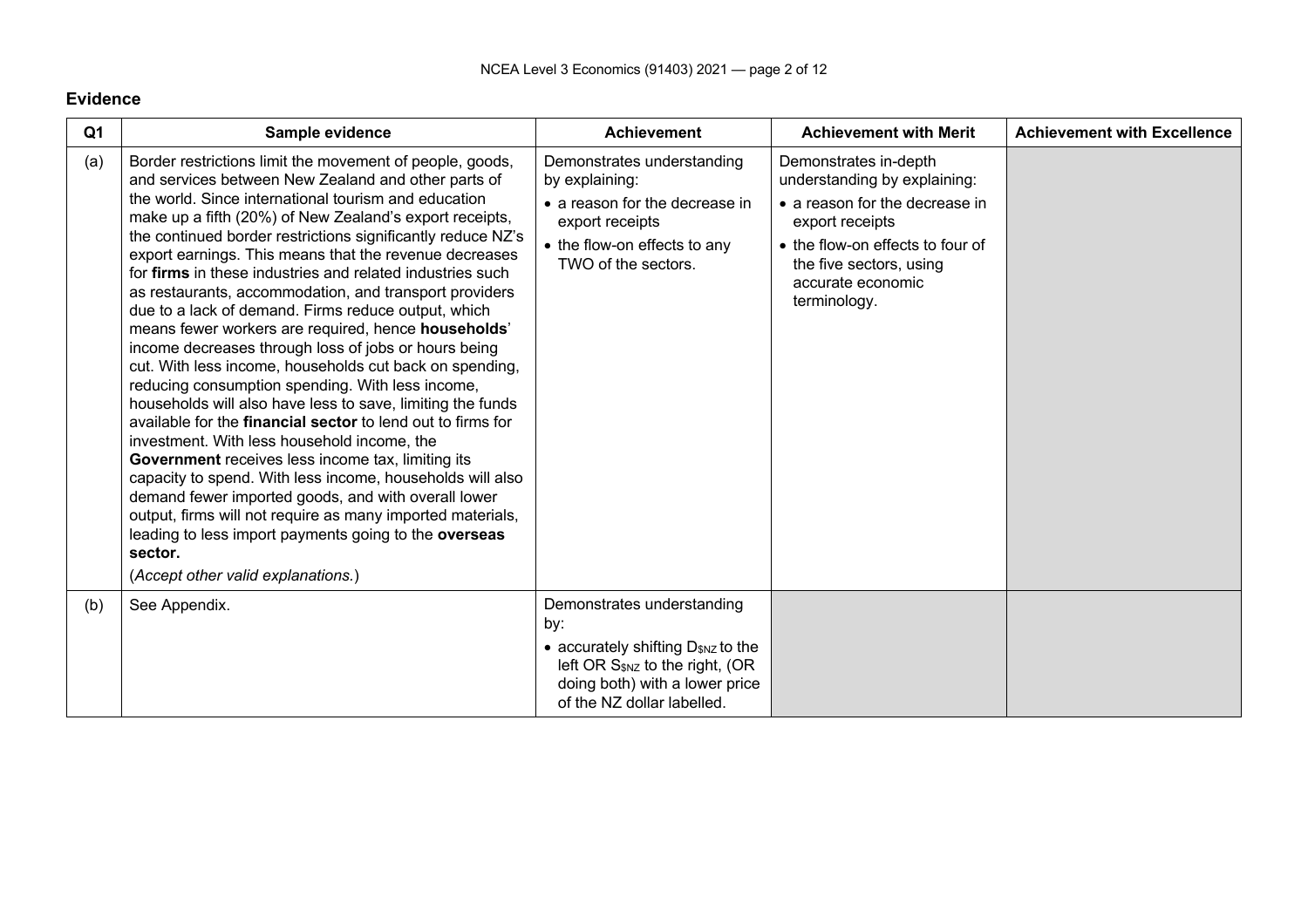## Evidence

| Q1 | Sample evidence | Achievement | Achievement with Merit | Achievement with Excellence |
|---|---|---|---|---|
| (a) | Border restrictions limit the movement of people, goods, and services between New Zealand and other parts of the world. Since international tourism and education make up a fifth (20%) of New Zealand's export receipts, the continued border restrictions significantly reduce NZ's export earnings. This means that the revenue decreases for **firms** in these industries and related industries such as restaurants, accommodation, and transport providers due to a lack of demand. Firms reduce output, which means fewer workers are required, hence **households**' income decreases through loss of jobs or hours being cut. With less income, households cut back on spending, reducing consumption spending. With less income, households will also have less to save, limiting the funds available for the **financial sector** to lend out to firms for investment. With less household income, the **Government** receives less income tax, limiting its capacity to spend. With less income, households will also demand fewer imported goods, and with overall lower output, firms will not require as many imported materials, leading to less import payments going to the **overseas sector.** (*Accept other valid explanations.*) | Demonstrates understanding by explaining: • a reason for the decrease in export receipts • the flow-on effects to any TWO of the sectors. | Demonstrates in-depth understanding by explaining: • a reason for the decrease in export receipts • the flow-on effects to four of the five sectors, using accurate economic terminology. | |
| (b) | See Appendix. | Demonstrates understanding by: • accurately shifting $D_{\$NZ}$ to the left OR $S_{\$NZ}$ to the right, (OR doing both) with a lower price of the NZ dollar labelled. | | |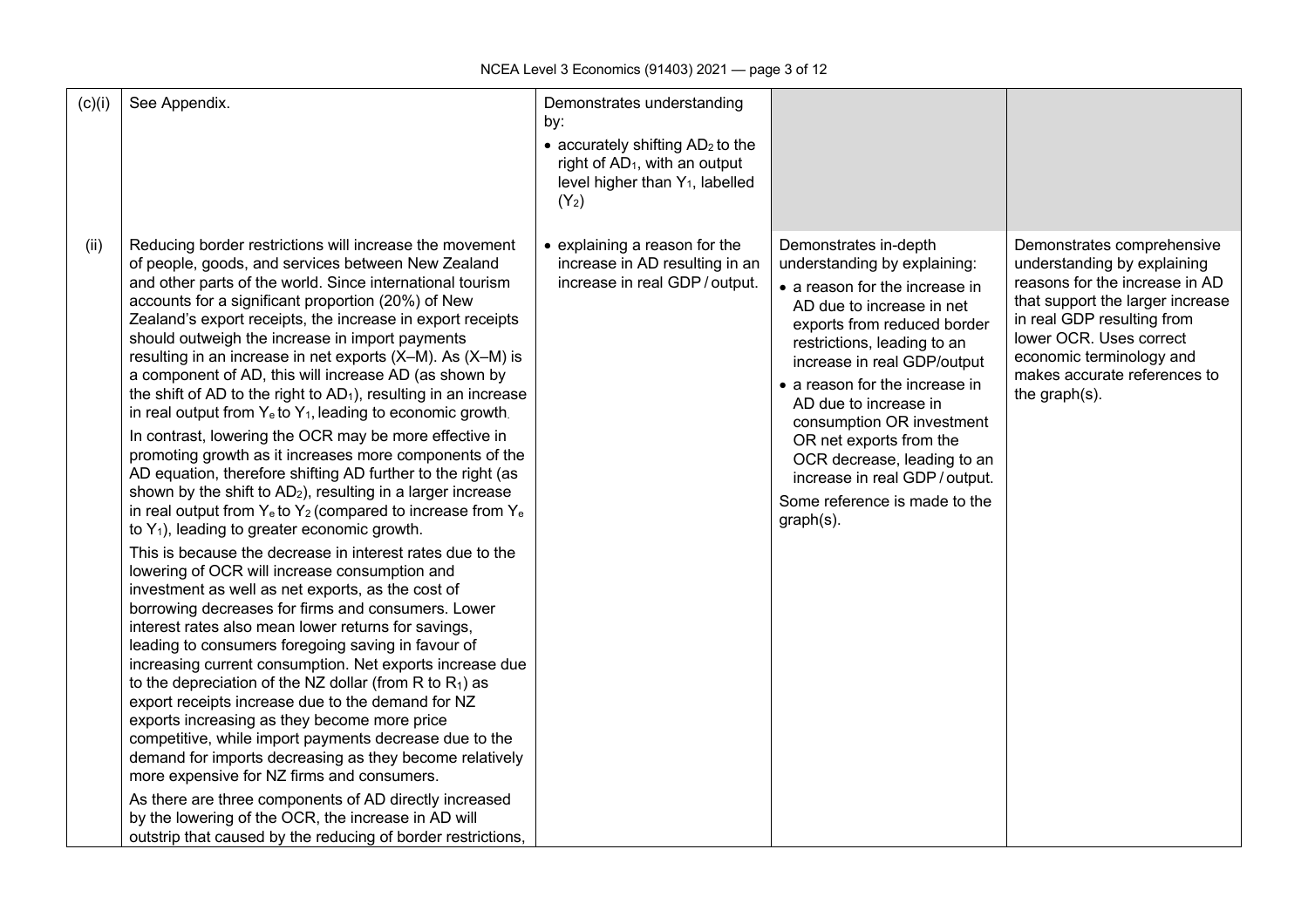| | | | | |
|---|---|---|---|---|
| (c)(i) | See Appendix. | Demonstrates understanding by:<br>• accurately shifting $AD_2$ to the right of $AD_1$, with an output level higher than $Y_1$, labelled ($Y_2$) | | |
| (ii) | Reducing border restrictions will increase the movement of people, goods, and services between New Zealand and other parts of the world. Since international tourism accounts for a significant proportion (20%) of New Zealand's export receipts, the increase in export receipts should outweigh the increase in import payments resulting in an increase in net exports (X–M). As (X–M) is a component of AD, this will increase AD (as shown by the shift of AD to the right to $AD_1$), resulting in an increase in real output from $Y_e$ to $Y_1$, leading to economic growth.<br><br>In contrast, lowering the OCR may be more effective in promoting growth as it increases more components of the AD equation, therefore shifting AD further to the right (as shown by the shift to $AD_2$), resulting in a larger increase in real output from $Y_e$ to $Y_2$ (compared to increase from $Y_e$ to $Y_1$), leading to greater economic growth.<br><br>This is because the decrease in interest rates due to the lowering of OCR will increase consumption and investment as well as net exports, as the cost of borrowing decreases for firms and consumers. Lower interest rates also mean lower returns for savings, leading to consumers foregoing saving in favour of increasing current consumption. Net exports increase due to the depreciation of the NZ dollar (from R to $R_1$) as export receipts increase due to the demand for NZ exports increasing as they become more price competitive, while import payments decrease due to the demand for imports decreasing as they become relatively more expensive for NZ firms and consumers.<br><br>As there are three components of AD directly increased by the lowering of the OCR, the increase in AD will outstrip that caused by the reducing of border restrictions, | • explaining a reason for the increase in AD resulting in an increase in real GDP / output. | Demonstrates in-depth understanding by explaining:<br>• a reason for the increase in AD due to increase in net exports from reduced border restrictions, leading to an increase in real GDP/output<br>• a reason for the increase in AD due to increase in consumption OR investment OR net exports from the OCR decrease, leading to an increase in real GDP / output.<br><br>Some reference is made to the graph(s). | Demonstrates comprehensive understanding by explaining reasons for the increase in AD that support the larger increase in real GDP resulting from lower OCR. Uses correct economic terminology and makes accurate references to the graph(s). |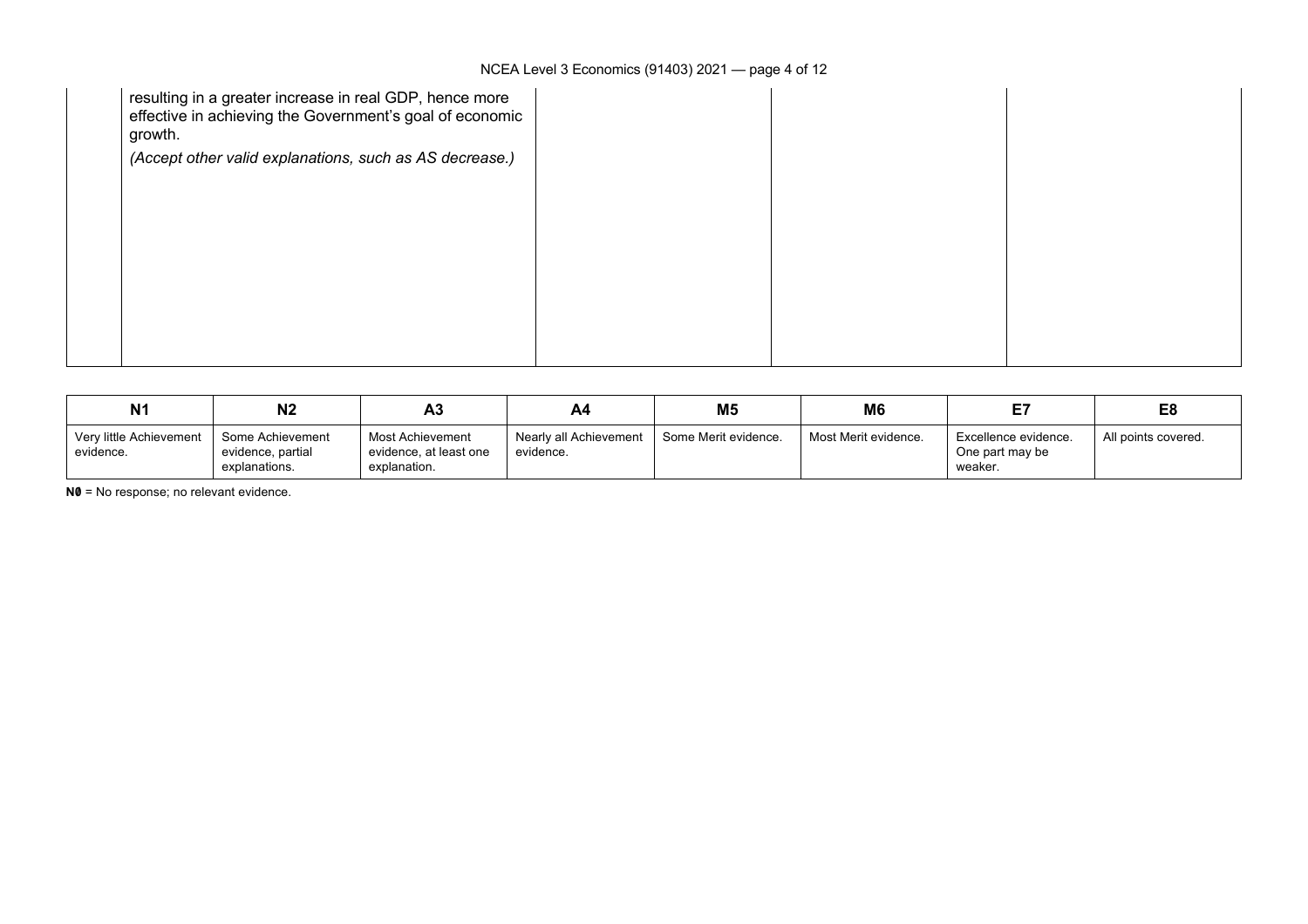| | | | | |
|---|---|---|---|---|
| | resulting in a greater increase in real GDP, hence more effective in achieving the Government's goal of economic growth. *(Accept other valid explanations, such as AS decrease.)* | | | |

| N1 | N2 | A3 | A4 | M5 | M6 | E7 | E8 |
|---|---|---|---|---|---|---|---|
| Very little Achievement evidence. | Some Achievement evidence, partial explanations. | Most Achievement evidence, at least one explanation. | Nearly all Achievement evidence. | Some Merit evidence. | Most Merit evidence. | Excellence evidence. One part may be weaker. | All points covered. |

**N0** = No response; no relevant evidence.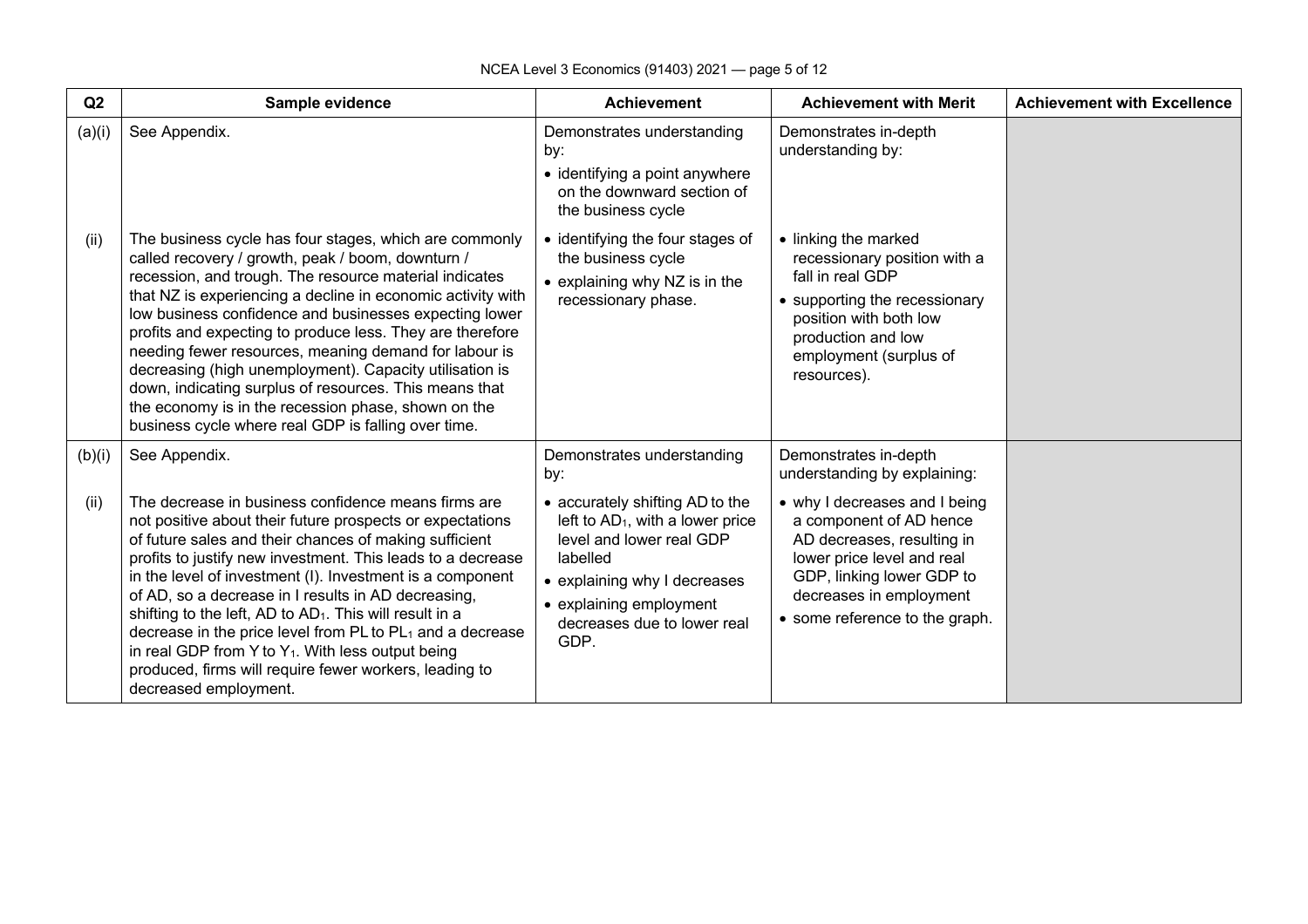| Q2 | Sample evidence | Achievement | Achievement with Merit | Achievement with Excellence |
|---|---|---|---|---|
| (a)(i) | See Appendix. | Demonstrates understanding by:<br>• identifying a point anywhere on the downward section of the business cycle | Demonstrates in-depth understanding by: | |
| (ii) | The business cycle has four stages, which are commonly called recovery / growth, peak / boom, downturn / recession, and trough. The resource material indicates that NZ is experiencing a decline in economic activity with low business confidence and businesses expecting lower profits and expecting to produce less. They are therefore needing fewer resources, meaning demand for labour is decreasing (high unemployment). Capacity utilisation is down, indicating surplus of resources. This means that the economy is in the recession phase, shown on the business cycle where real GDP is falling over time. | • identifying the four stages of the business cycle<br>• explaining why NZ is in the recessionary phase. | • linking the marked recessionary position with a fall in real GDP<br>• supporting the recessionary position with both low production and low employment (surplus of resources). | |
| (b)(i) | See Appendix. | Demonstrates understanding by: | Demonstrates in-depth understanding by explaining: | |
| (ii) | The decrease in business confidence means firms are not positive about their future prospects or expectations of future sales and their chances of making sufficient profits to justify new investment. This leads to a decrease in the level of investment (I). Investment is a component of AD, so a decrease in I results in AD decreasing, shifting to the left, AD to $AD_1$. This will result in a decrease in the price level from PL to $PL_1$ and a decrease in real GDP from Y to $Y_1$. With less output being produced, firms will require fewer workers, leading to decreased employment. | • accurately shifting AD to the left to $AD_1$, with a lower price level and lower real GDP labelled<br>• explaining why I decreases<br>• explaining employment decreases due to lower real GDP. | • why I decreases and I being a component of AD hence AD decreases, resulting in lower price level and real GDP, linking lower GDP to decreases in employment<br>• some reference to the graph. | |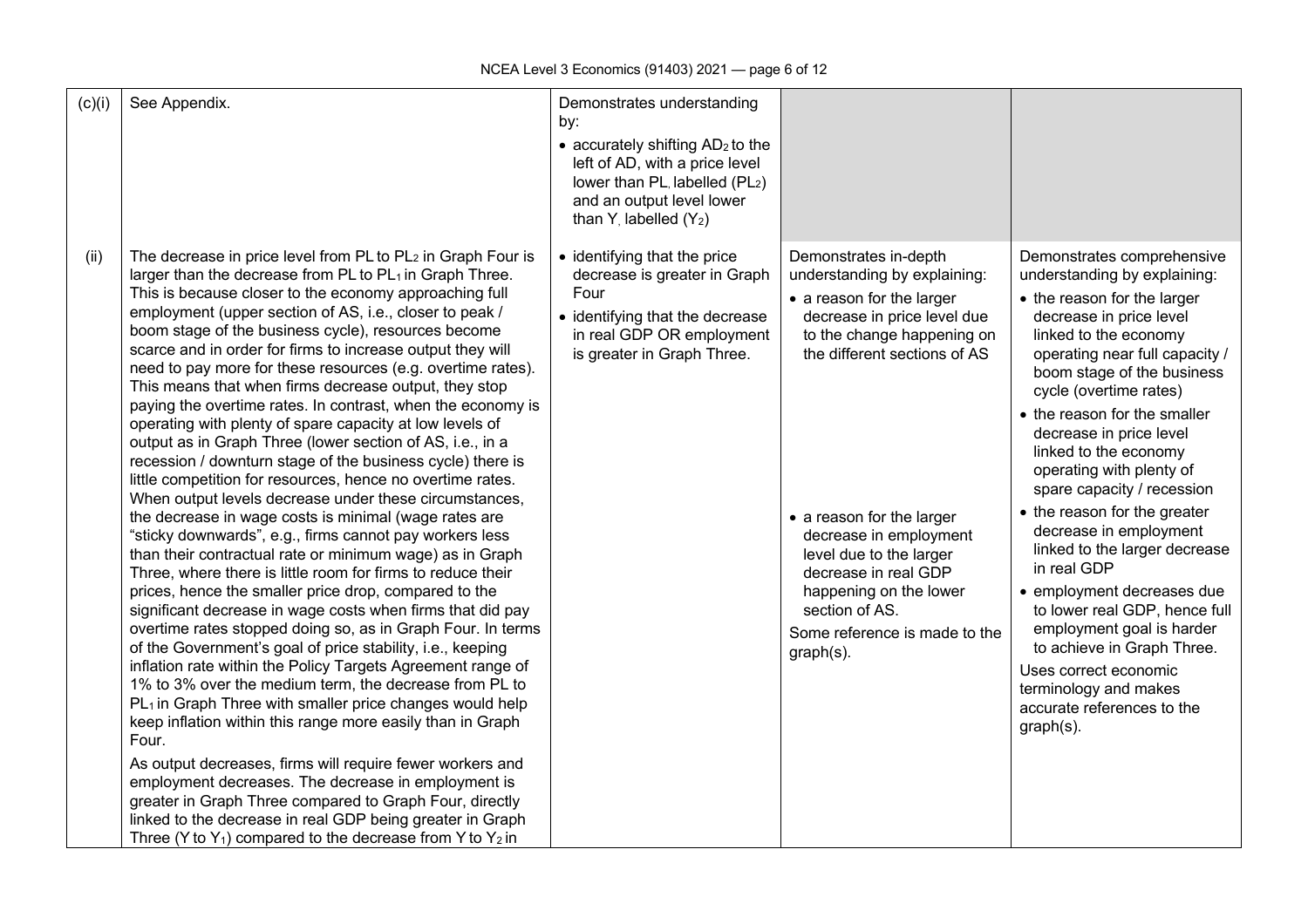| | | | | |
|---|---|---|---|---|
| (c)(i) | See Appendix. | Demonstrates understanding by:<br>• accurately shifting $AD_2$ to the left of AD, with a price level lower than PL labelled ($PL_2$) and an output level lower than Y labelled ($Y_2$) | | |
| (ii) | The decrease in price level from PL to $PL_2$ in Graph Four is larger than the decrease from PL to $PL_1$ in Graph Three. This is because closer to the economy approaching full employment (upper section of AS, i.e., closer to peak / boom stage of the business cycle), resources become scarce and in order for firms to increase output they will need to pay more for these resources (e.g. overtime rates). This means that when firms decrease output, they stop paying the overtime rates. In contrast, when the economy is operating with plenty of spare capacity at low levels of output as in Graph Three (lower section of AS, i.e., in a recession / downturn stage of the business cycle) there is little competition for resources, hence no overtime rates. When output levels decrease under these circumstances, the decrease in wage costs is minimal (wage rates are "sticky downwards", e.g., firms cannot pay workers less than their contractual rate or minimum wage) as in Graph Three, where there is little room for firms to reduce their prices, hence the smaller price drop, compared to the significant decrease in wage costs when firms that did pay overtime rates stopped doing so, as in Graph Four. In terms of the Government's goal of price stability, i.e., keeping inflation rate within the Policy Targets Agreement range of 1% to 3% over the medium term, the decrease from PL to $PL_1$ in Graph Three with smaller price changes would help keep inflation within this range more easily than in Graph Four.<br><br>As output decreases, firms will require fewer workers and employment decreases. The decrease in employment is greater in Graph Three compared to Graph Four, directly linked to the decrease in real GDP being greater in Graph Three (Y to $Y_1$) compared to the decrease from Y to $Y_2$ in | • identifying that the price decrease is greater in Graph Four<br>• identifying that the decrease in real GDP OR employment is greater in Graph Three. | Demonstrates in-depth understanding by explaining:<br>• a reason for the larger decrease in price level due to the change happening on the different sections of AS<br><br>• a reason for the larger decrease in employment level due to the larger decrease in real GDP happening on the lower section of AS.<br><br>Some reference is made to the graph(s). | Demonstrates comprehensive understanding by explaining:<br>• the reason for the larger decrease in price level linked to the economy operating near full capacity / boom stage of the business cycle (overtime rates)<br>• the reason for the smaller decrease in price level linked to the economy operating with plenty of spare capacity / recession<br>• the reason for the greater decrease in employment linked to the larger decrease in real GDP<br>• employment decreases due to lower real GDP, hence full employment goal is harder to achieve in Graph Three.<br><br>Uses correct economic terminology and makes accurate references to the graph(s). |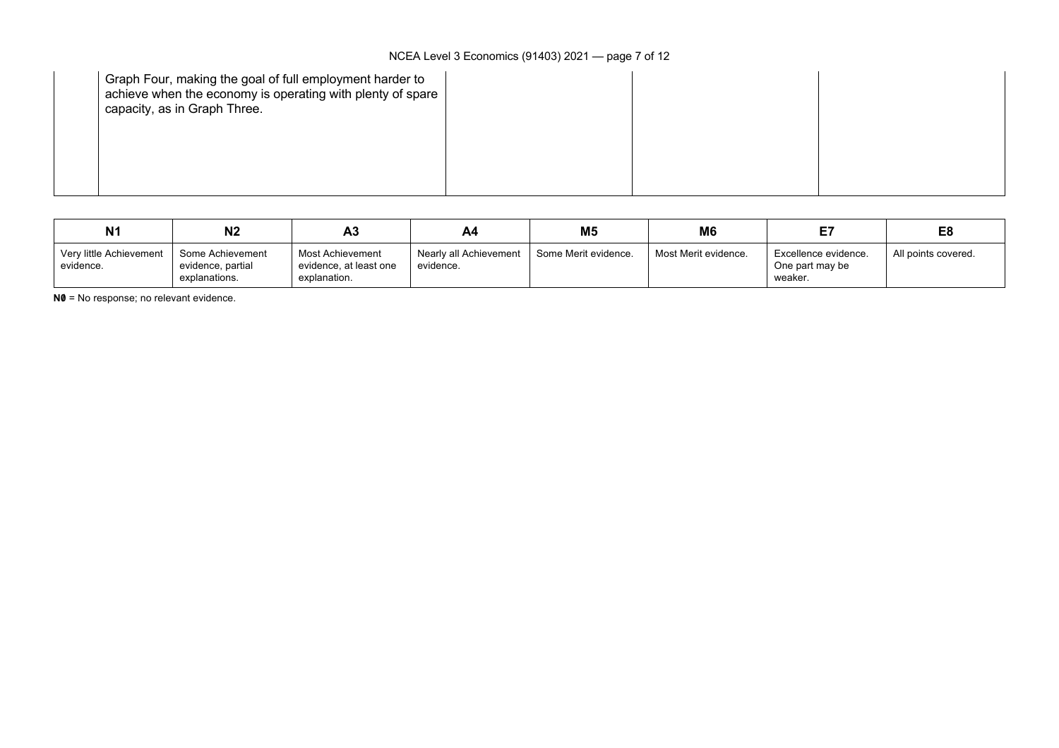| | | | | |
|---|---|---|---|---|
| | Graph Four, making the goal of full employment harder to achieve when the economy is operating with plenty of spare capacity, as in Graph Three. | | | |

| N1 | N2 | A3 | A4 | M5 | M6 | E7 | E8 |
|---|---|---|---|---|---|---|---|
| Very little Achievement evidence. | Some Achievement evidence, partial explanations. | Most Achievement evidence, at least one explanation. | Nearly all Achievement evidence. | Some Merit evidence. | Most Merit evidence. | Excellence evidence. One part may be weaker. | All points covered. |

**N0** = No response; no relevant evidence.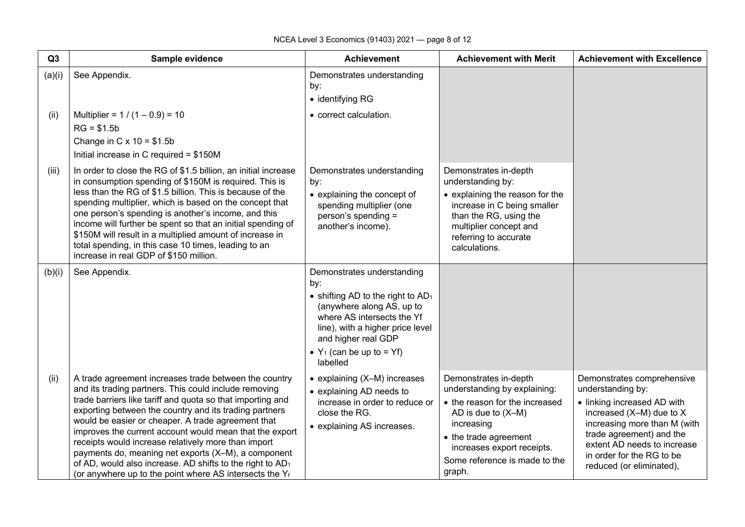| Q3 | Sample evidence | Achievement | Achievement with Merit | Achievement with Excellence |
|---|---|---|---|---|
| (a)(i) | See Appendix. | Demonstrates understanding by:<br>• identifying RG | | |
| (ii) | Multiplier = 1 / (1 – 0.9) = 10<br>RG = \$1.5b<br>Change in C x 10 = \$1.5b<br>Initial increase in C required = \$150M | • correct calculation. | | |
| (iii) | In order to close the RG of \$1.5 billion, an initial increase in consumption spending of \$150M is required. This is less than the RG of \$1.5 billion. This is because of the spending multiplier, which is based on the concept that one person's spending is another's income, and this income will further be spent so that an initial spending of \$150M will result in a multiplied amount of increase in total spending, in this case 10 times, leading to an increase in real GDP of \$150 million. | Demonstrates understanding by:<br>• explaining the concept of spending multiplier (one person's spending = another's income). | Demonstrates in-depth understanding by:<br>• explaining the reason for the increase in C being smaller than the RG, using the multiplier concept and referring to accurate calculations. | |
| (b)(i) | See Appendix. | Demonstrates understanding by:<br>• shifting AD to the right to $AD_1$ (anywhere along AS, up to where AS intersects the Yf line), with a higher price level and higher real GDP<br>• $Y_1$ (can be up to = Yf) labelled | | |
| (ii) | A trade agreement increases trade between the country and its trading partners. This could include removing trade barriers like tariff and quota so that importing and exporting between the country and its trading partners would be easier or cheaper. A trade agreement that improves the current account would mean that the export receipts would increase relatively more than import payments do, meaning net exports (X–M), a component of AD, would also increase. AD shifts to the right to $AD_1$ (or anywhere up to the point where AS intersects the $Y_f$ | • explaining (X–M) increases<br>• explaining AD needs to increase in order to reduce or close the RG.<br>• explaining AS increases. | Demonstrates in-depth understanding by explaining:<br>• the reason for the increased AD is due to (X–M) increasing<br>• the trade agreement increases export receipts.<br>Some reference is made to the graph. | Demonstrates comprehensive understanding by:<br>• linking increased AD with increased (X–M) due to X increasing more than M (with trade agreement) and the extent AD needs to increase in order for the RG to be reduced (or eliminated), |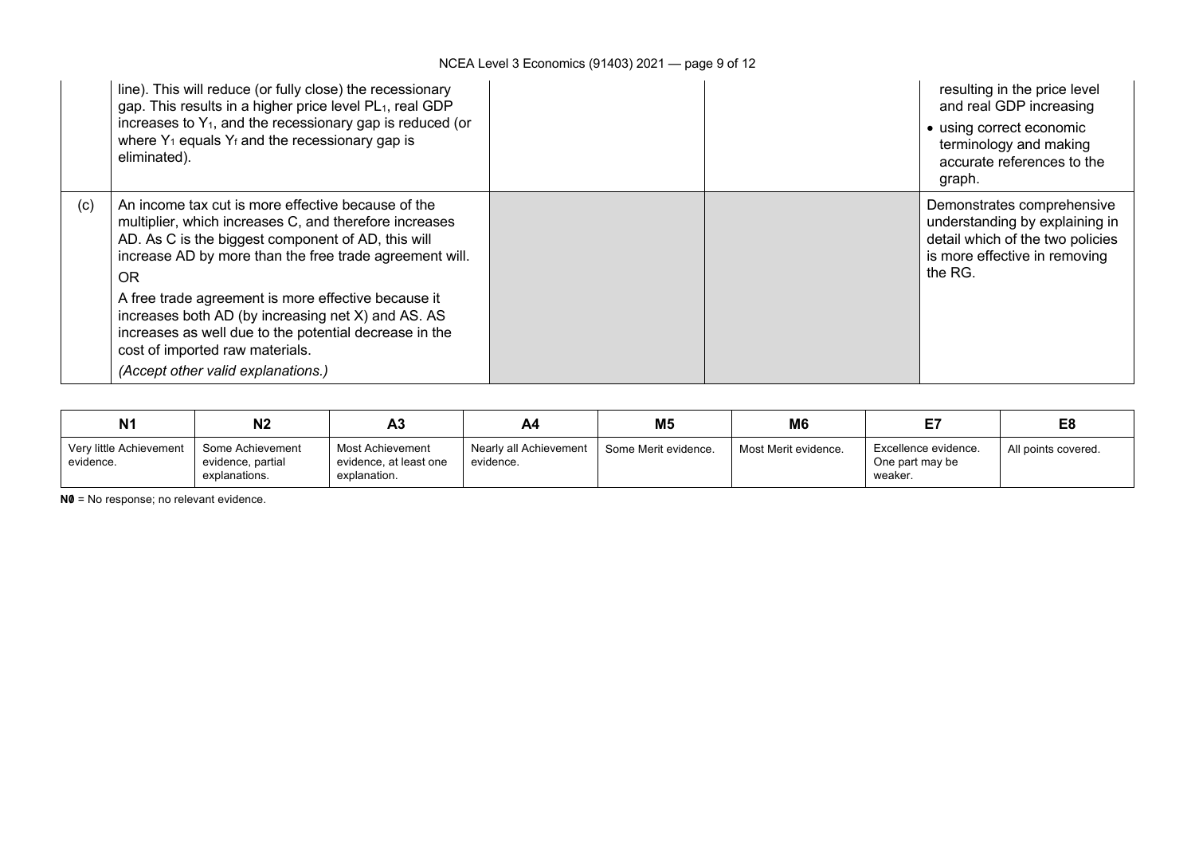| | | | | |
|---|---|---|---|---|
| | line). This will reduce (or fully close) the recessionary gap. This results in a higher price level $PL_1$, real GDP increases to $Y_1$, and the recessionary gap is reduced (or where $Y_1$ equals $Y_f$ and the recessionary gap is eliminated). | | | resulting in the price level and real GDP increasing<br>• using correct economic terminology and making accurate references to the graph. |
| (c) | An income tax cut is more effective because of the multiplier, which increases C, and therefore increases AD. As C is the biggest component of AD, this will increase AD by more than the free trade agreement will.<br>OR<br>A free trade agreement is more effective because it increases both AD (by increasing net X) and AS. AS increases as well due to the potential decrease in the cost of imported raw materials.<br>*(Accept other valid explanations.)* | | | Demonstrates comprehensive understanding by explaining in detail which of the two policies is more effective in removing the RG. |

| N1 | N2 | A3 | A4 | M5 | M6 | E7 | E8 |
|---|---|---|---|---|---|---|---|
| Very little Achievement evidence. | Some Achievement evidence, partial explanations. | Most Achievement evidence, at least one explanation. | Nearly all Achievement evidence. | Some Merit evidence. | Most Merit evidence. | Excellence evidence. One part may be weaker. | All points covered. |

**N0** = No response; no relevant evidence.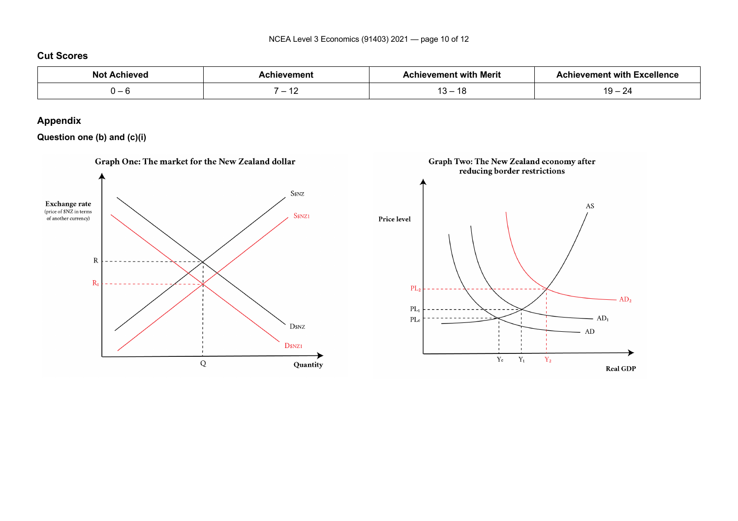## Cut Scores

| Not Achieved | Achievement | Achievement with Merit | Achievement with Excellence |
|---|---|---|---|
| 0 – 6 | 7 – 12 | 13 – 18 | 19 – 24 |

## Appendix

### Question one (b) and (c)(i)

**Graph One: The market for the New Zealand dollar**

Exchange rate (price of $NZ in terms of another currency)

R

$R_1$

Q

Quantity

$S_{\$NZ}$

$S_{\$NZ1}$

$D_{\$NZ}$

$D_{\$NZ1}$

**Graph Two: The New Zealand economy after reducing border restrictions**

Price level

$PL_2$

$PL_1$

$PL_e$

$Y_e$ $Y_1$ $Y_2$

Real GDP

AS

$AD_2$

$AD_1$

AD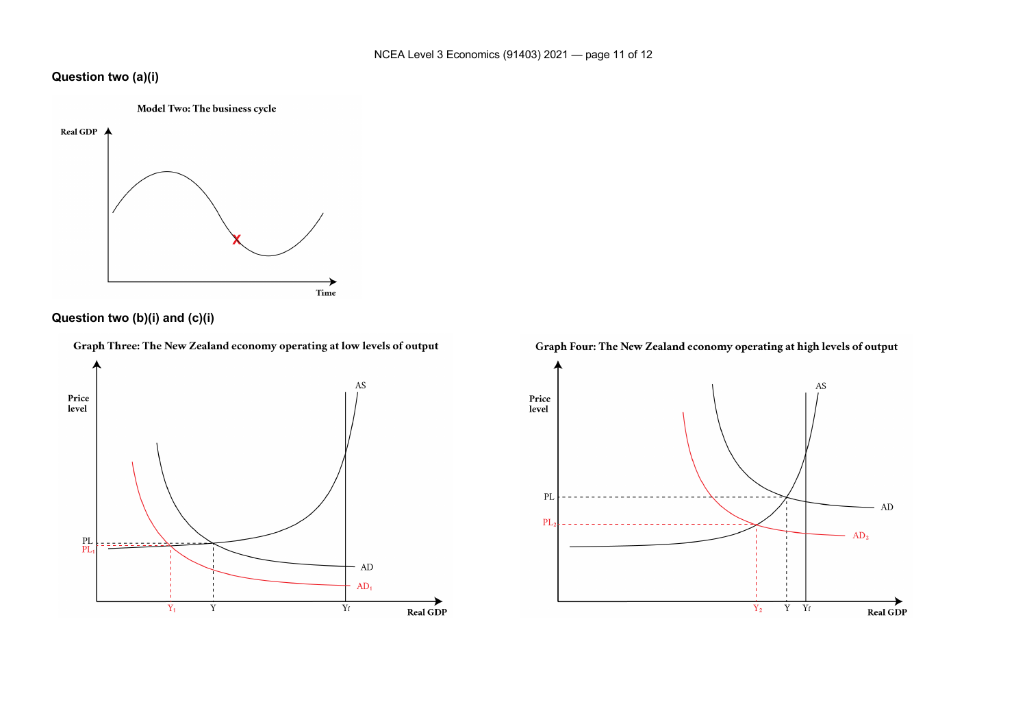### Question two (a)(i)

Model Two: The business cycle

Real GDP

Time

### Question two (b)(i) and (c)(i)

Graph Three: The New Zealand economy operating at low levels of output

Price level

AS

PL

$PL_1$

AD

$AD_1$

$Y_1$

Y

Yf

Real GDP

Graph Four: The New Zealand economy operating at high levels of output

Price level

AS

PL

$PL_2$

AD

$AD_2$

$Y_2$

Y

Yf

Real GDP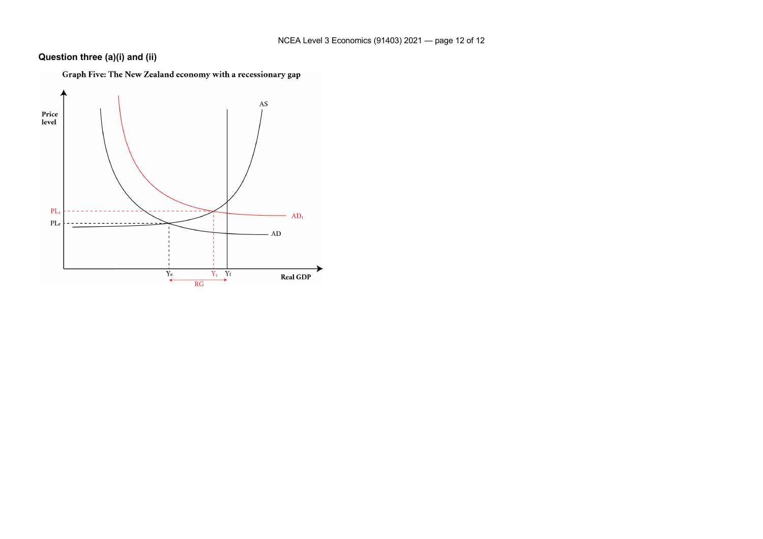### Question three (a)(i) and (ii)

**Graph Five: The New Zealand economy with a recessionary gap**

Price level

AS

$PL_1$

$PL_e$

$AD_1$

AD

$Y_e$

$Y_1$

$Y_f$

RG

Real GDP